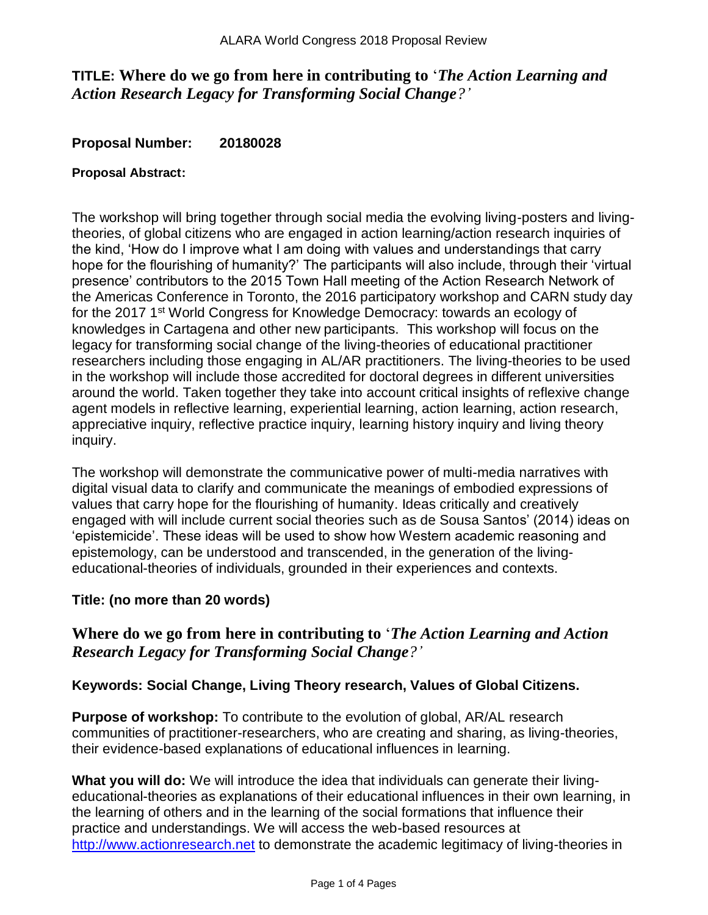# TITLE: Where do we go from here in contributing to '*The Action Learning and Action Research Legacy for Transforming Social Change?'*

**Proposal Number: 20180028**

**Proposal Abstract:**

The workshop will bring together through social media the evolving living-posters and living-theories, of global citizens who are engaged in action learning/action research inquiries of the kind, 'How do I improve what I am doing with values and understandings that carry hope for the flourishing of humanity?' The participants will also include, through their 'virtual presence' contributors to the 2015 Town Hall meeting of the Action Research Network of the Americas Conference in Toronto, the 2016 participatory workshop and CARN study day for the 2017 1st World Congress for Knowledge Democracy: towards an ecology of knowledges in Cartagena and other new participants. This workshop will focus on the legacy for transforming social change of the living-theories of educational practitioner researchers including those engaging in AL/AR practitioners. The living-theories to be used in the workshop will include those accredited for doctoral degrees in different universities around the world. Taken together they take into account critical insights of reflexive change agent models in reflective learning, experiential learning, action learning, action research, appreciative inquiry, reflective practice inquiry, learning history inquiry and living theory inquiry.

The workshop will demonstrate the communicative power of multi-media narratives with digital visual data to clarify and communicate the meanings of embodied expressions of values that carry hope for the flourishing of humanity. Ideas critically and creatively engaged with will include current social theories such as de Sousa Santos' (2014) ideas on 'epistemicide'. These ideas will be used to show how Western academic reasoning and epistemology, can be understood and transcended, in the generation of the living-educational-theories of individuals, grounded in their experiences and contexts.

**Title: (no more than 20 words)**

## Where do we go from here in contributing to '*The Action Learning and Action Research Legacy for Transforming Social Change?'*

**Keywords: Social Change, Living Theory research, Values of Global Citizens.**

**Purpose of workshop:** To contribute to the evolution of global, AR/AL research communities of practitioner-researchers, who are creating and sharing, as living-theories, their evidence-based explanations of educational influences in learning.

**What you will do:** We will introduce the idea that individuals can generate their living-educational-theories as explanations of their educational influences in their own learning, in the learning of others and in the learning of the social formations that influence their practice and understandings. We will access the web-based resources at http://www.actionresearch.net to demonstrate the academic legitimacy of living-theories in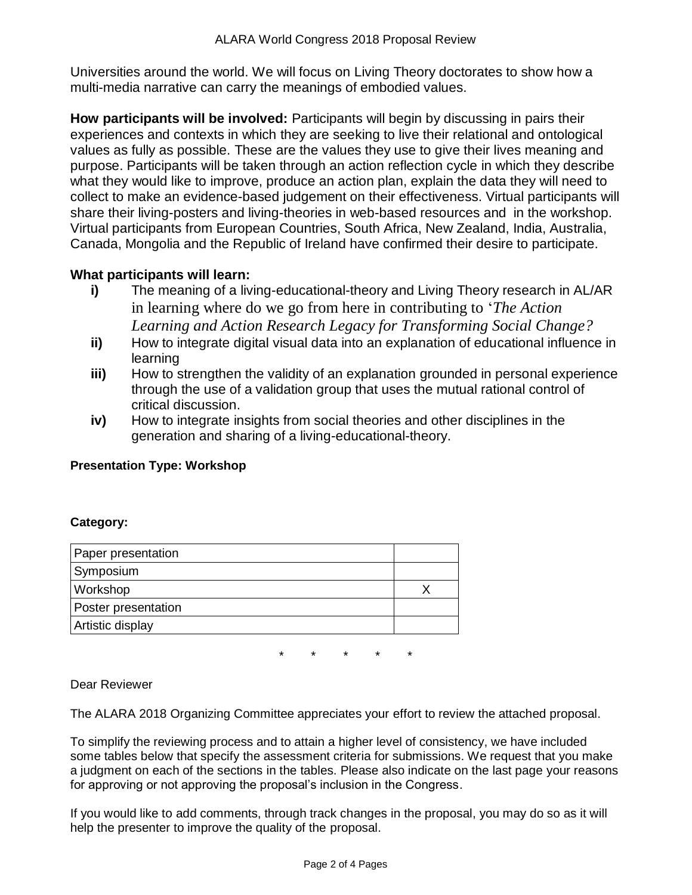Universities around the world. We will focus on Living Theory doctorates to show how a multi-media narrative can carry the meanings of embodied values.

**How participants will be involved:** Participants will begin by discussing in pairs their experiences and contexts in which they are seeking to live their relational and ontological values as fully as possible. These are the values they use to give their lives meaning and purpose. Participants will be taken through an action reflection cycle in which they describe what they would like to improve, produce an action plan, explain the data they will need to collect to make an evidence-based judgement on their effectiveness. Virtual participants will share their living-posters and living-theories in web-based resources and in the workshop. Virtual participants from European Countries, South Africa, New Zealand, India, Australia, Canada, Mongolia and the Republic of Ireland have confirmed their desire to participate.

**What participants will learn:**

- **i)** The meaning of a living-educational-theory and Living Theory research in AL/AR in learning where do we go from here in contributing to '*The Action Learning and Action Research Legacy for Transforming Social Change?*
- **ii)** How to integrate digital visual data into an explanation of educational influence in learning
- **iii)** How to strengthen the validity of an explanation grounded in personal experience through the use of a validation group that uses the mutual rational control of critical discussion.
- **iv)** How to integrate insights from social theories and other disciplines in the generation and sharing of a living-educational-theory.

**Presentation Type: Workshop**

**Category:**

| | |
|---|---|
| Paper presentation | |
| Symposium | |
| Workshop | X |
| Poster presentation | |
| Artistic display | |

\* \* \* \* \*

Dear Reviewer

The ALARA 2018 Organizing Committee appreciates your effort to review the attached proposal.

To simplify the reviewing process and to attain a higher level of consistency, we have included some tables below that specify the assessment criteria for submissions. We request that you make a judgment on each of the sections in the tables. Please also indicate on the last page your reasons for approving or not approving the proposal's inclusion in the Congress.

If you would like to add comments, through track changes in the proposal, you may do so as it will help the presenter to improve the quality of the proposal.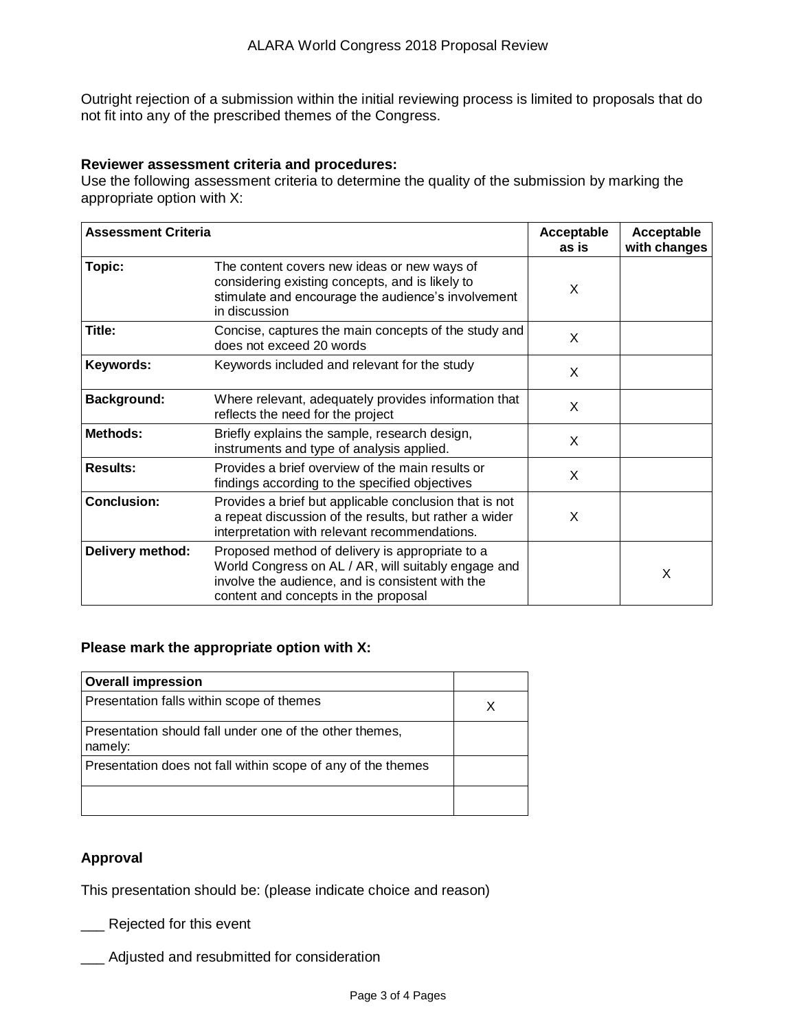Outright rejection of a submission within the initial reviewing process is limited to proposals that do not fit into any of the prescribed themes of the Congress.

**Reviewer assessment criteria and procedures:**
Use the following assessment criteria to determine the quality of the submission by marking the appropriate option with X:

| **Assessment Criteria** | | **Acceptable as is** | **Acceptable with changes** |
|---|---|---|---|
| **Topic:** | The content covers new ideas or new ways of considering existing concepts, and is likely to stimulate and encourage the audience's involvement in discussion | X | |
| **Title:** | Concise, captures the main concepts of the study and does not exceed 20 words | X | |
| **Keywords:** | Keywords included and relevant for the study | X | |
| **Background:** | Where relevant, adequately provides information that reflects the need for the project | X | |
| **Methods:** | Briefly explains the sample, research design, instruments and type of analysis applied. | X | |
| **Results:** | Provides a brief overview of the main results or findings according to the specified objectives | X | |
| **Conclusion:** | Provides a brief but applicable conclusion that is not a repeat discussion of the results, but rather a wider interpretation with relevant recommendations. | X | |
| **Delivery method:** | Proposed method of delivery is appropriate to a World Congress on AL / AR, will suitably engage and involve the audience, and is consistent with the content and concepts in the proposal | | X |

**Please mark the appropriate option with X:**

| **Overall impression** | |
|---|---|
| Presentation falls within scope of themes | X |
| Presentation should fall under one of the other themes, namely: | |
| Presentation does not fall within scope of any of the themes | |
| | |

**Approval**

This presentation should be: (please indicate choice and reason)

___ Rejected for this event

___ Adjusted and resubmitted for consideration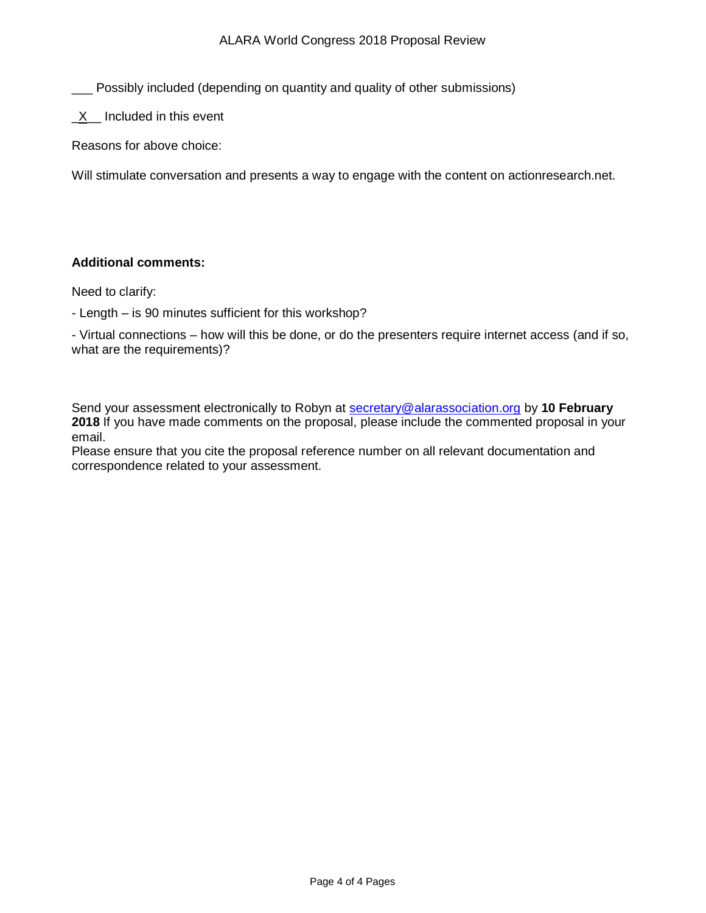___ Possibly included (depending on quantity and quality of other submissions)

_X__ Included in this event

Reasons for above choice:

Will stimulate conversation and presents a way to engage with the content on actionresearch.net.

**Additional comments:**

Need to clarify:

- Length – is 90 minutes sufficient for this workshop?

- Virtual connections – how will this be done, or do the presenters require internet access (and if so, what are the requirements)?

Send your assessment electronically to Robyn at secretary@alarassociation.org by **10 February 2018** If you have made comments on the proposal, please include the commented proposal in your email.
Please ensure that you cite the proposal reference number on all relevant documentation and correspondence related to your assessment.